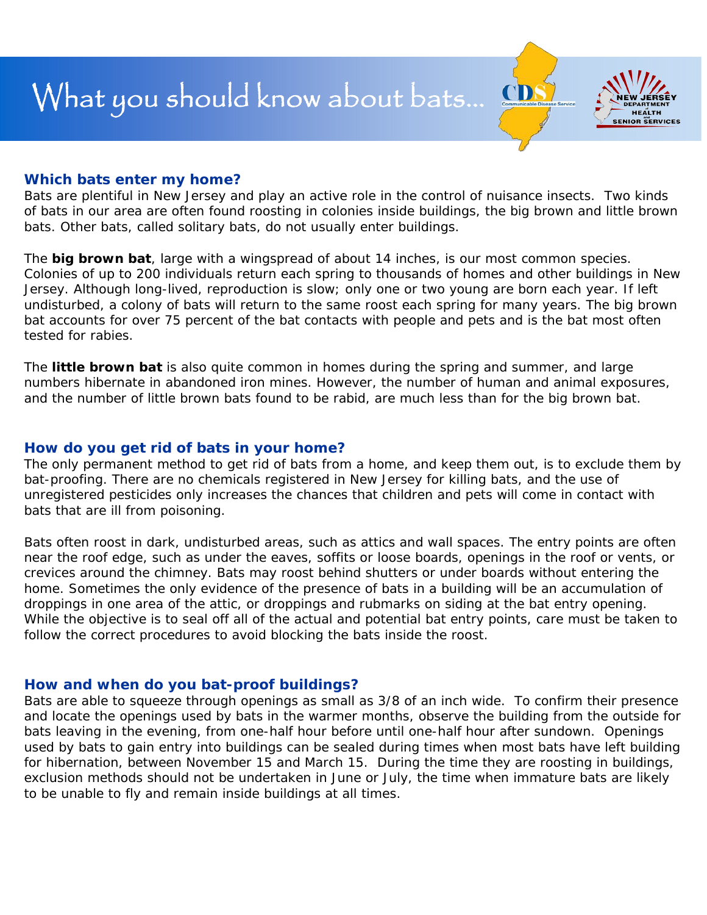# What you should know about bats...

### Which bats enter my home?

Bats are plentiful in New Jersey and play an active role in the control of nuisance insects. Two kinds of bats in our area are often found roosting in colonies inside buildings, the big brown and little brown bats. Other bats, called solitary bats, do not usually enter buildings.

The **big brown bat**, large with a wingspread of about 14 inches, is our most common species. Colonies of up to 200 individuals return each spring to thousands of homes and other buildings in New Jersey. Although long-lived, reproduction is slow; only one or two young are born each year. If left undisturbed, a colony of bats will return to the same roost each spring for many years. The big brown bat accounts for over 75 percent of the bat contacts with people and pets and is the bat most often tested for rabies.

The **little brown bat** is also quite common in homes during the spring and summer, and large numbers hibernate in abandoned iron mines. However, the number of human and animal exposures, and the number of little brown bats found to be rabid, are much less than for the big brown bat.

### How do you get rid of bats in your home?

The only permanent method to get rid of bats from a home, and keep them out, is to exclude them by bat-proofing. There are no chemicals registered in New Jersey for killing bats, and the use of unregistered pesticides only increases the chances that children and pets will come in contact with bats that are ill from poisoning.

Bats often roost in dark, undisturbed areas, such as attics and wall spaces. The entry points are often near the roof edge, such as under the eaves, soffits or loose boards, openings in the roof or vents, or crevices around the chimney. Bats may roost behind shutters or under boards without entering the home. Sometimes the only evidence of the presence of bats in a building will be an accumulation of droppings in one area of the attic, or droppings and rubmarks on siding at the bat entry opening. While the objective is to seal off all of the actual and potential bat entry points, care must be taken to follow the correct procedures to avoid blocking the bats inside the roost.

### How and when do you bat-proof buildings?

Bats are able to squeeze through openings as small as 3/8 of an inch wide. To confirm their presence and locate the openings used by bats in the warmer months, observe the building from the outside for bats leaving in the evening, from one-half hour before until one-half hour after sundown. Openings used by bats to gain entry into buildings can be sealed during times when most bats have left building for hibernation, between November 15 and March 15. During the time they are roosting in buildings, exclusion methods should not be undertaken in June or July, the time when immature bats are likely to be unable to fly and remain inside buildings at all times.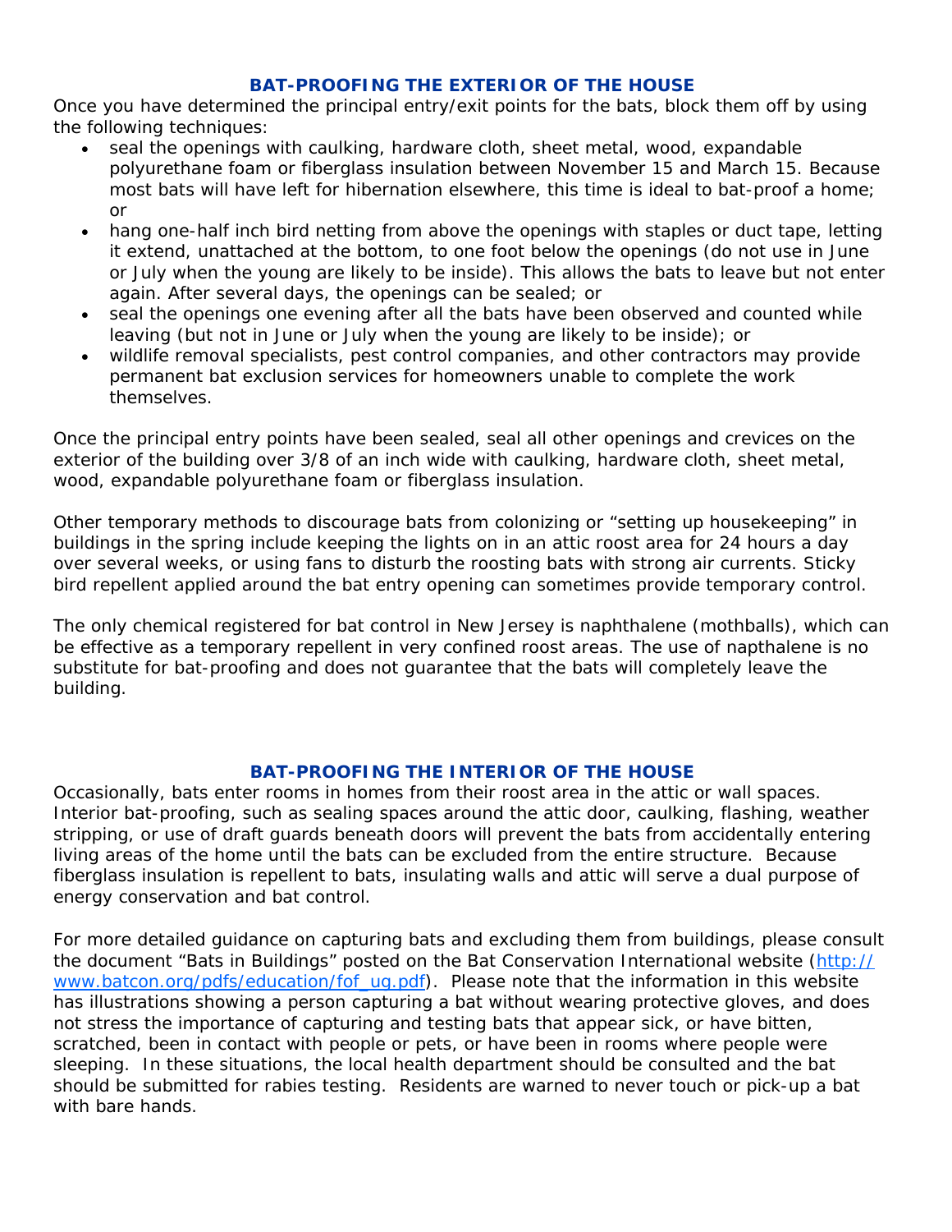## BAT-PROOFING THE EXTERIOR OF THE HOUSE

Once you have determined the principal entry/exit points for the bats, block them off by using the following techniques:

- seal the openings with caulking, hardware cloth, sheet metal, wood, expandable polyurethane foam or fiberglass insulation between November 15 and March 15. Because most bats will have left for hibernation elsewhere, this time is ideal to bat-proof a home; or
- hang one-half inch bird netting from above the openings with staples or duct tape, letting it extend, unattached at the bottom, to one foot below the openings (do not use in June or July when the young are likely to be inside). This allows the bats to leave but not enter again. After several days, the openings can be sealed; or
- seal the openings one evening after all the bats have been observed and counted while leaving (but not in June or July when the young are likely to be inside); or
- wildlife removal specialists, pest control companies, and other contractors may provide permanent bat exclusion services for homeowners unable to complete the work themselves.

Once the principal entry points have been sealed, seal all other openings and crevices on the exterior of the building over 3/8 of an inch wide with caulking, hardware cloth, sheet metal, wood, expandable polyurethane foam or fiberglass insulation.

Other temporary methods to discourage bats from colonizing or "setting up housekeeping" in buildings in the spring include keeping the lights on in an attic roost area for 24 hours a day over several weeks, or using fans to disturb the roosting bats with strong air currents. Sticky bird repellent applied around the bat entry opening can sometimes provide temporary control.

The only chemical registered for bat control in New Jersey is naphthalene (mothballs), which can be effective as a temporary repellent in very confined roost areas. The use of napthalene is no substitute for bat-proofing and does not guarantee that the bats will completely leave the building.

## BAT-PROOFING THE INTERIOR OF THE HOUSE

Occasionally, bats enter rooms in homes from their roost area in the attic or wall spaces. Interior bat-proofing, such as sealing spaces around the attic door, caulking, flashing, weather stripping, or use of draft guards beneath doors will prevent the bats from accidentally entering living areas of the home until the bats can be excluded from the entire structure. Because fiberglass insulation is repellent to bats, insulating walls and attic will serve a dual purpose of energy conservation and bat control.

For more detailed guidance on capturing bats and excluding them from buildings, please consult the document "Bats in Buildings" posted on the Bat Conservation International website (http://www.batcon.org/pdfs/education/fof_ug.pdf). Please note that the information in this website has illustrations showing a person capturing a bat without wearing protective gloves, and does not stress the importance of capturing and testing bats that appear sick, or have bitten, scratched, been in contact with people or pets, or have been in rooms where people were sleeping. In these situations, the local health department should be consulted and the bat should be submitted for rabies testing. Residents are warned to never touch or pick-up a bat with bare hands.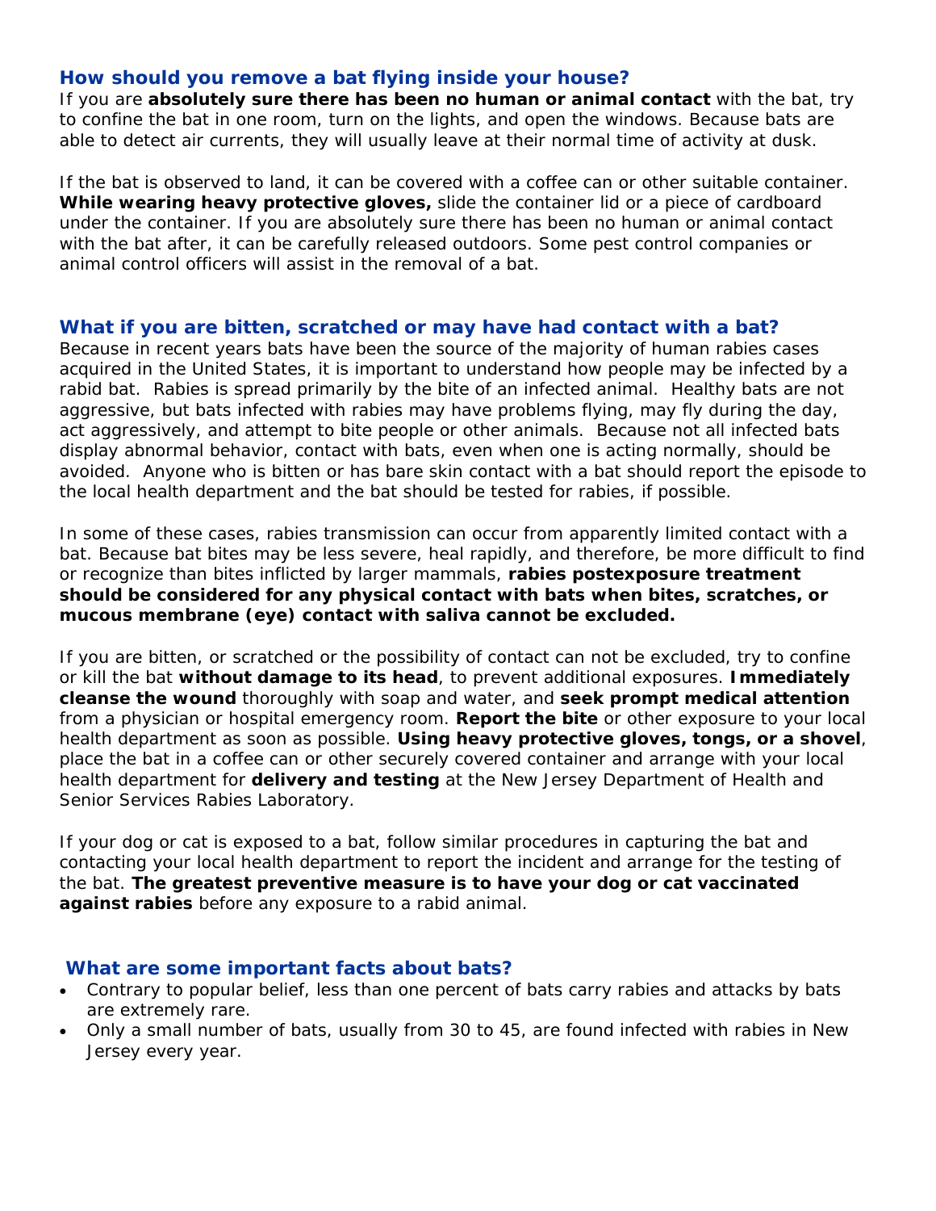## How should you remove a bat flying inside your house?

If you are **absolutely sure there has been no human or animal contact** with the bat, try to confine the bat in one room, turn on the lights, and open the windows. Because bats are able to detect air currents, they will usually leave at their normal time of activity at dusk.

If the bat is observed to land, it can be covered with a coffee can or other suitable container. **While wearing heavy protective gloves,** slide the container lid or a piece of cardboard under the container. If you are absolutely sure there has been no human or animal contact with the bat after, it can be carefully released outdoors. Some pest control companies or animal control officers will assist in the removal of a bat.

## What if you are bitten, scratched or may have had contact with a bat?

Because in recent years bats have been the source of the majority of human rabies cases acquired in the United States, it is important to understand how people may be infected by a rabid bat. Rabies is spread primarily by the bite of an infected animal. Healthy bats are not aggressive, but bats infected with rabies may have problems flying, may fly during the day, act aggressively, and attempt to bite people or other animals. Because not all infected bats display abnormal behavior, contact with bats, even when one is acting normally, should be avoided. Anyone who is bitten or has bare skin contact with a bat should report the episode to the local health department and the bat should be tested for rabies, if possible.

In some of these cases, rabies transmission can occur from apparently limited contact with a bat. Because bat bites may be less severe, heal rapidly, and therefore, be more difficult to find or recognize than bites inflicted by larger mammals, **rabies postexposure treatment should be considered for any physical contact with bats when bites, scratches, or mucous membrane (eye) contact with saliva cannot be excluded.**

If you are bitten, or scratched or the possibility of contact can not be excluded, try to confine or kill the bat **without damage to its head**, to prevent additional exposures. **Immediately cleanse the wound** thoroughly with soap and water, and **seek prompt medical attention** from a physician or hospital emergency room. **Report the bite** or other exposure to your local health department as soon as possible. **Using heavy protective gloves, tongs, or a shovel**, place the bat in a coffee can or other securely covered container and arrange with your local health department for **delivery and testing** at the New Jersey Department of Health and Senior Services Rabies Laboratory.

If your dog or cat is exposed to a bat, follow similar procedures in capturing the bat and contacting your local health department to report the incident and arrange for the testing of the bat. **The greatest preventive measure is to have your dog or cat vaccinated against rabies** before any exposure to a rabid animal.

## What are some important facts about bats?

- Contrary to popular belief, less than one percent of bats carry rabies and attacks by bats are extremely rare.
- Only a small number of bats, usually from 30 to 45, are found infected with rabies in New Jersey every year.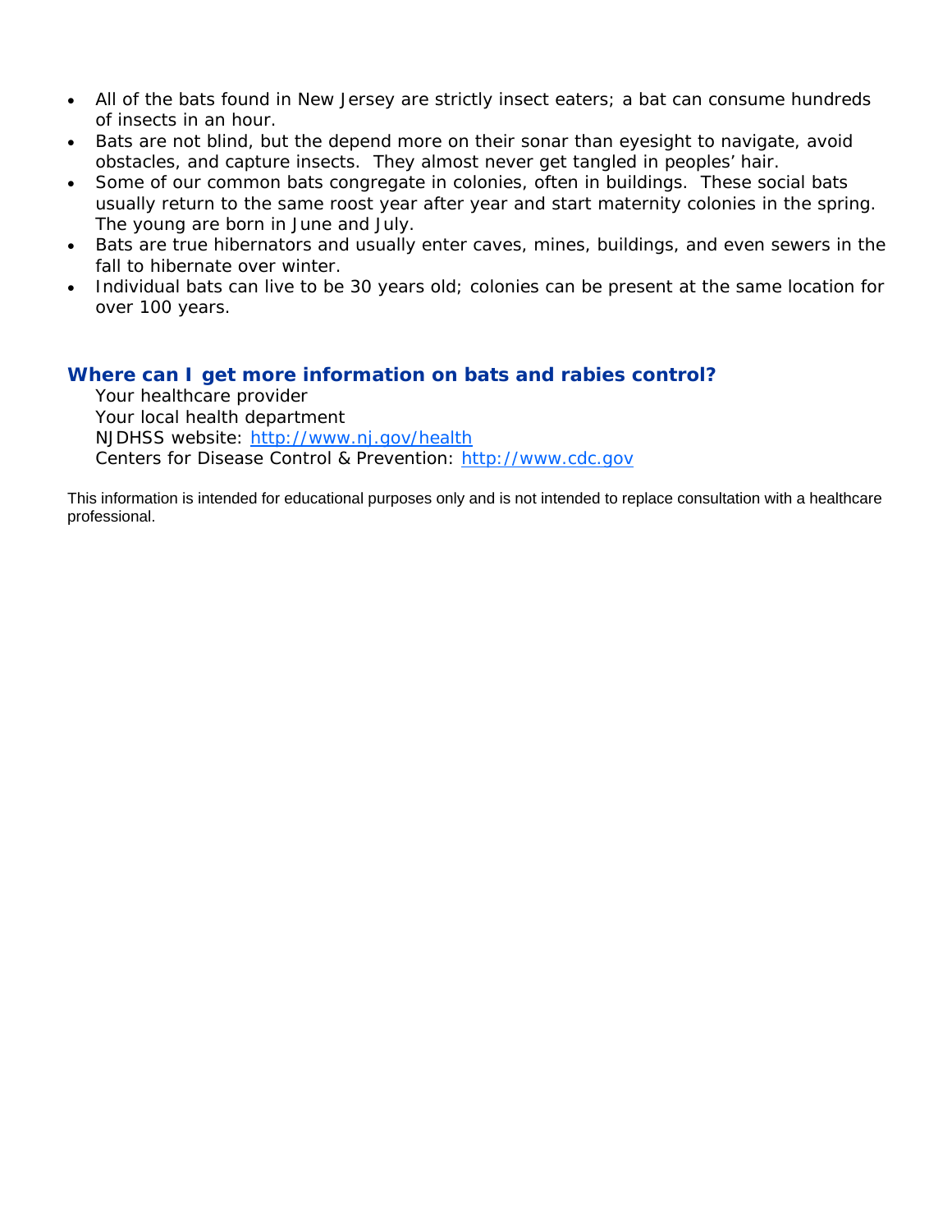- All of the bats found in New Jersey are strictly insect eaters; a bat can consume hundreds of insects in an hour.
- Bats are not blind, but the depend more on their sonar than eyesight to navigate, avoid obstacles, and capture insects. They almost never get tangled in peoples' hair.
- Some of our common bats congregate in colonies, often in buildings. These social bats usually return to the same roost year after year and start maternity colonies in the spring. The young are born in June and July.
- Bats are true hibernators and usually enter caves, mines, buildings, and even sewers in the fall to hibernate over winter.
- Individual bats can live to be 30 years old; colonies can be present at the same location for over 100 years.

## Where can I get more information on bats and rabies control?

Your healthcare provider
Your local health department
NJDHSS website: http://www.nj.gov/health
Centers for Disease Control & Prevention: http://www.cdc.gov

This information is intended for educational purposes only and is not intended to replace consultation with a healthcare professional.